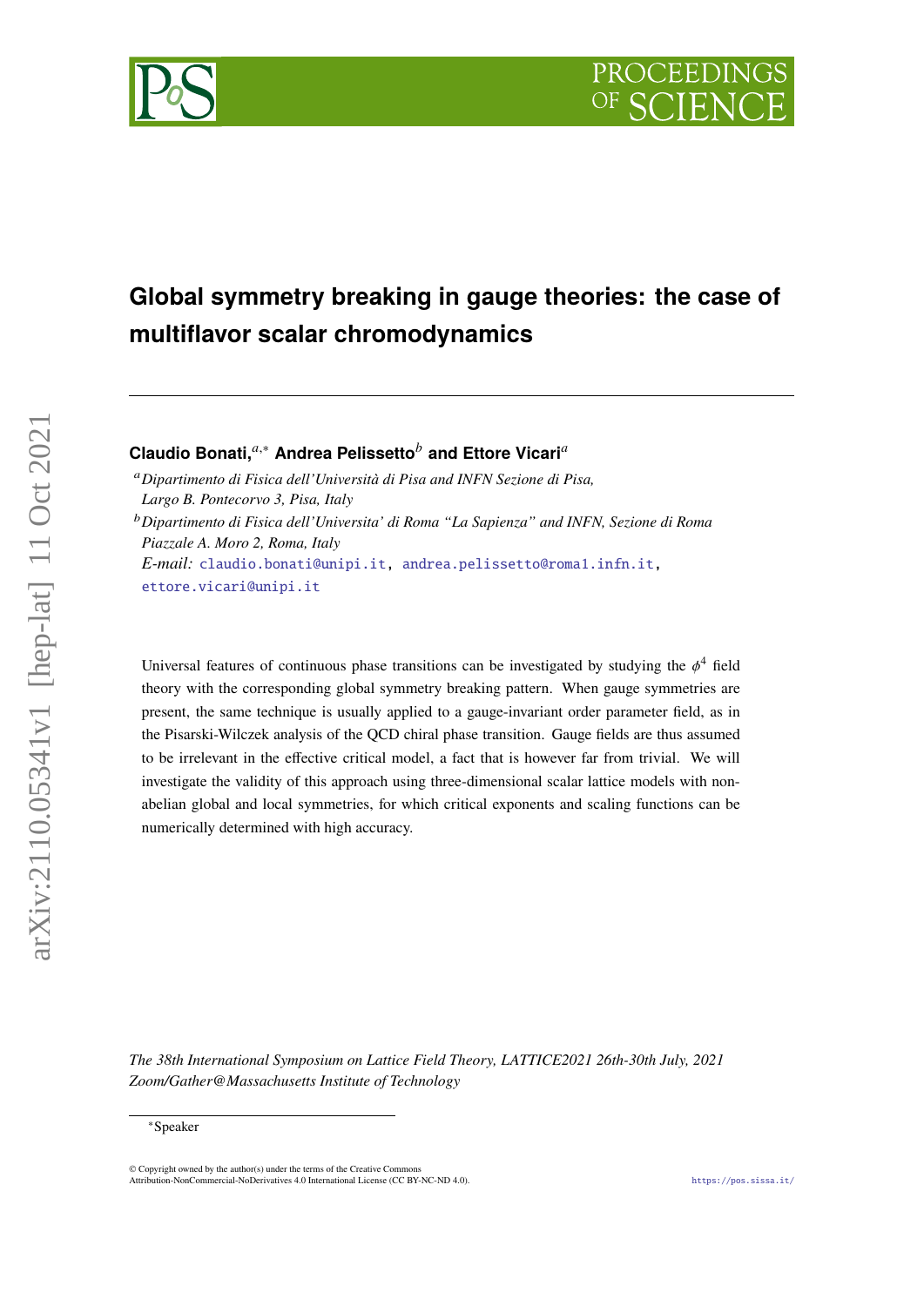# Global symmetry breaking in gauge theories: the case of multiflavor scalar chromodynamics

**Claudio Bonati,**[a,*] **Andrea Pelissetto**[b] **and Ettore Vicari**[a]

[a] *Dipartimento di Fisica dell'Università di Pisa and INFN Sezione di Pisa, Largo B. Pontecorvo 3, Pisa, Italy*

[b] *Dipartimento di Fisica dell'Universita' di Roma "La Sapienza" and INFN, Sezione di Roma Piazzale A. Moro 2, Roma, Italy*

*E-mail:* claudio.bonati@unipi.it, andrea.pelissetto@roma1.infn.it, ettore.vicari@unipi.it

Universal features of continuous phase transitions can be investigated by studying the $\phi^4$ field theory with the corresponding global symmetry breaking pattern. When gauge symmetries are present, the same technique is usually applied to a gauge-invariant order parameter field, as in the Pisarski-Wilczek analysis of the QCD chiral phase transition. Gauge fields are thus assumed to be irrelevant in the effective critical model, a fact that is however far from trivial. We will investigate the validity of this approach using three-dimensional scalar lattice models with non-abelian global and local symmetries, for which critical exponents and scaling functions can be numerically determined with high accuracy.

*The 38th International Symposium on Lattice Field Theory, LATTICE2021 26th-30th July, 2021 Zoom/Gather@Massachusetts Institute of Technology*

*Speaker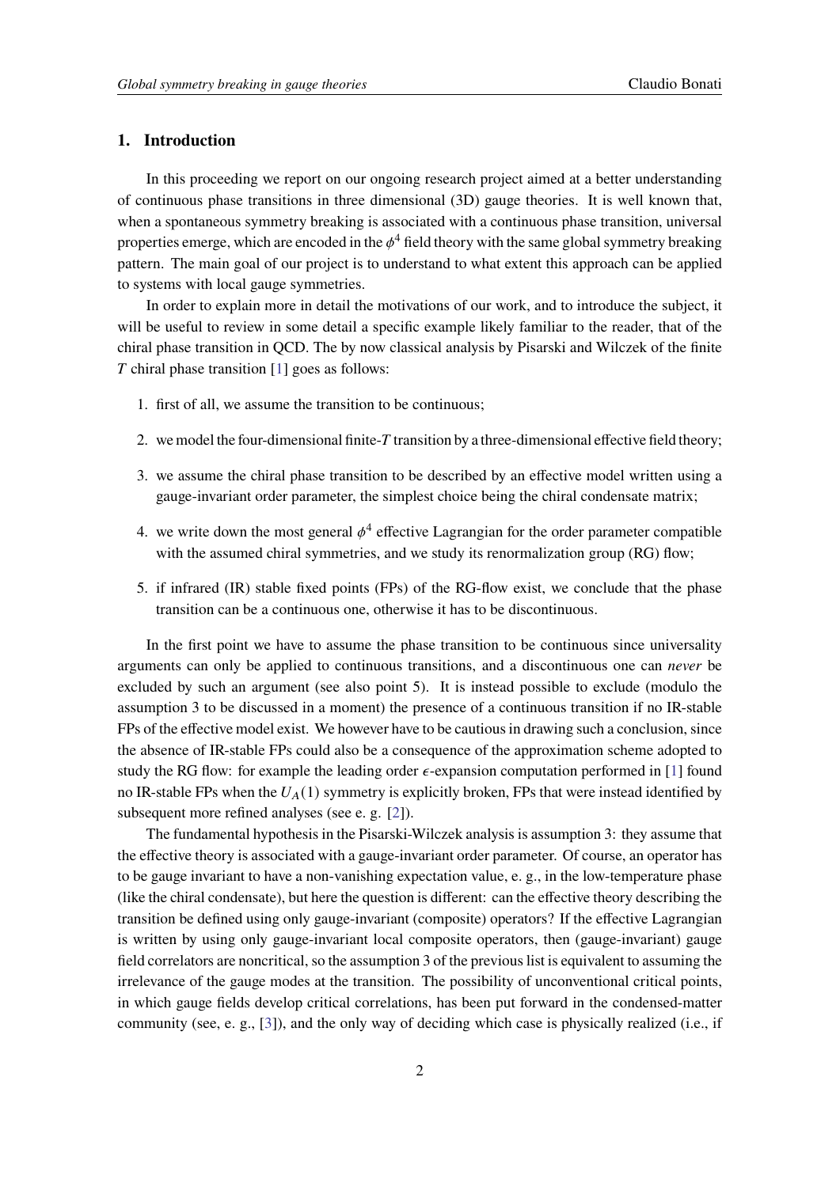## 1. Introduction

In this proceeding we report on our ongoing research project aimed at a better understanding of continuous phase transitions in three dimensional (3D) gauge theories. It is well known that, when a spontaneous symmetry breaking is associated with a continuous phase transition, universal properties emerge, which are encoded in the $\phi^4$ field theory with the same global symmetry breaking pattern. The main goal of our project is to understand to what extent this approach can be applied to systems with local gauge symmetries.

In order to explain more in detail the motivations of our work, and to introduce the subject, it will be useful to review in some detail a specific example likely familiar to the reader, that of the chiral phase transition in QCD. The by now classical analysis by Pisarski and Wilczek of the finite $T$ chiral phase transition [1] goes as follows:

1. first of all, we assume the transition to be continuous;
2. we model the four-dimensional finite-$T$ transition by a three-dimensional effective field theory;
3. we assume the chiral phase transition to be described by an effective model written using a gauge-invariant order parameter, the simplest choice being the chiral condensate matrix;
4. we write down the most general $\phi^4$ effective Lagrangian for the order parameter compatible with the assumed chiral symmetries, and we study its renormalization group (RG) flow;
5. if infrared (IR) stable fixed points (FPs) of the RG-flow exist, we conclude that the phase transition can be a continuous one, otherwise it has to be discontinuous.

In the first point we have to assume the phase transition to be continuous since universality arguments can only be applied to continuous transitions, and a discontinuous one can *never* be excluded by such an argument (see also point 5). It is instead possible to exclude (modulo the assumption 3 to be discussed in a moment) the presence of a continuous transition if no IR-stable FPs of the effective model exist. We however have to be cautious in drawing such a conclusion, since the absence of IR-stable FPs could also be a consequence of the approximation scheme adopted to study the RG flow: for example the leading order $\epsilon$-expansion computation performed in [1] found no IR-stable FPs when the $U_A(1)$ symmetry is explicitly broken, FPs that were instead identified by subsequent more refined analyses (see e. g. [2]).

The fundamental hypothesis in the Pisarski-Wilczek analysis is assumption 3: they assume that the effective theory is associated with a gauge-invariant order parameter. Of course, an operator has to be gauge invariant to have a non-vanishing expectation value, e. g., in the low-temperature phase (like the chiral condensate), but here the question is different: can the effective theory describing the transition be defined using only gauge-invariant (composite) operators? If the effective Lagrangian is written by using only gauge-invariant local composite operators, then (gauge-invariant) gauge field correlators are noncritical, so the assumption 3 of the previous list is equivalent to assuming the irrelevance of the gauge modes at the transition. The possibility of unconventional critical points, in which gauge fields develop critical correlations, has been put forward in the condensed-matter community (see, e. g., [3]), and the only way of deciding which case is physically realized (i.e., if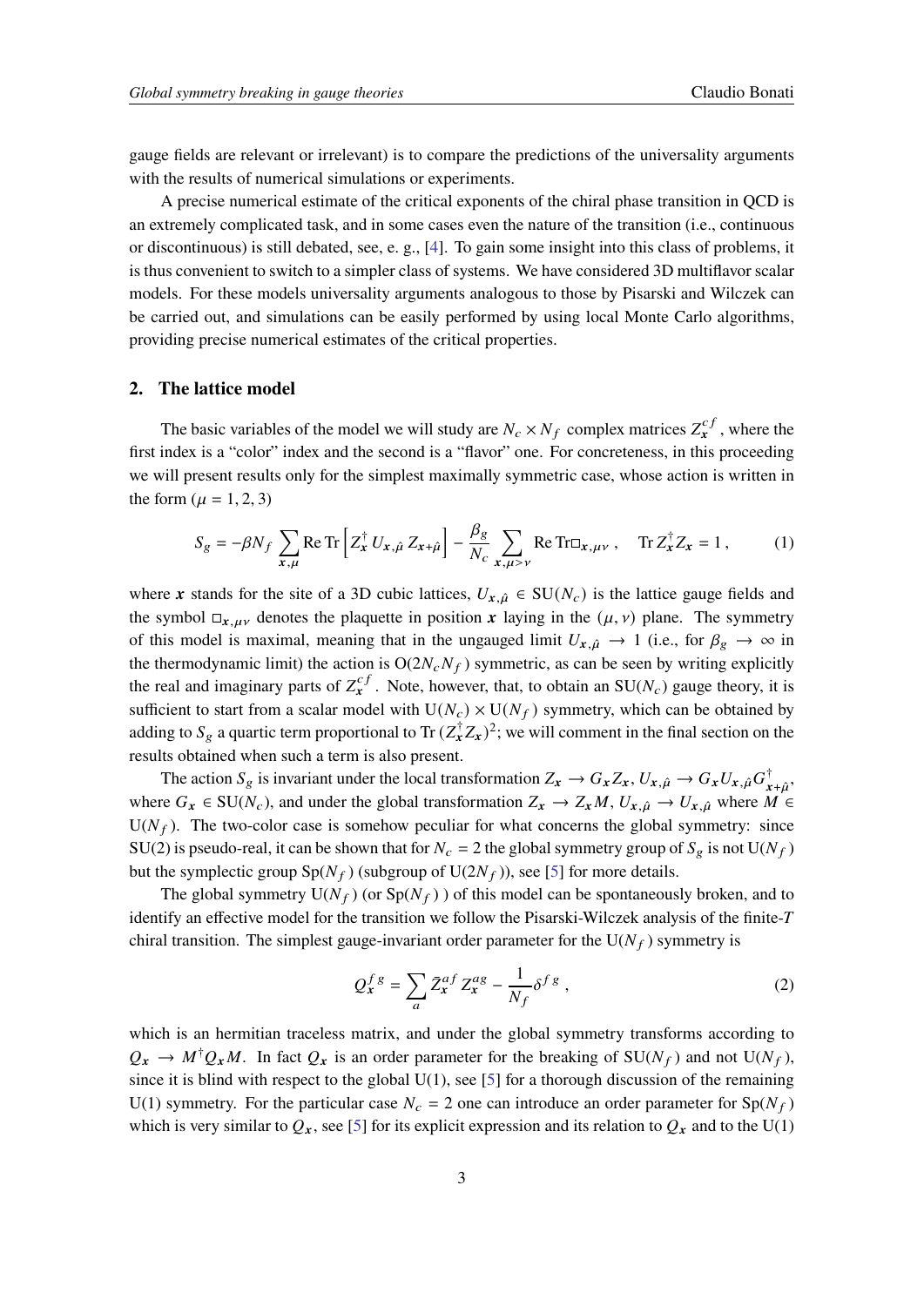gauge fields are relevant or irrelevant) is to compare the predictions of the universality arguments with the results of numerical simulations or experiments.

A precise numerical estimate of the critical exponents of the chiral phase transition in QCD is an extremely complicated task, and in some cases even the nature of the transition (i.e., continuous or discontinuous) is still debated, see, e. g., [4]. To gain some insight into this class of problems, it is thus convenient to switch to a simpler class of systems. We have considered 3D multiflavor scalar models. For these models universality arguments analogous to those by Pisarski and Wilczek can be carried out, and simulations can be easily performed by using local Monte Carlo algorithms, providing precise numerical estimates of the critical properties.

## 2. The lattice model

The basic variables of the model we will study are $N_c \times N_f$ complex matrices $Z_{\boldsymbol{x}}^{cf}$, where the first index is a "color" index and the second is a "flavor" one. For concreteness, in this proceeding we will present results only for the simplest maximally symmetric case, whose action is written in the form ($\mu = 1, 2, 3$)

$$S_g = -\beta N_f \sum_{\boldsymbol{x},\mu} \mathrm{Re}\,\mathrm{Tr}\left[ Z_{\boldsymbol{x}}^\dagger \, U_{\boldsymbol{x},\hat{\mu}} \, Z_{\boldsymbol{x}+\hat{\mu}} \right] - \frac{\beta_g}{N_c} \sum_{\boldsymbol{x},\mu>\nu} \mathrm{Re}\,\mathrm{Tr}\square_{\boldsymbol{x},\mu\nu} \,, \quad \mathrm{Tr}\, Z_{\boldsymbol{x}}^\dagger Z_{\boldsymbol{x}} = 1 \,, \tag{1}$$

where $\boldsymbol{x}$ stands for the site of a 3D cubic lattices, $U_{\boldsymbol{x},\hat{\mu}} \in \mathrm{SU}(N_c)$ is the lattice gauge fields and the symbol $\square_{\boldsymbol{x},\mu\nu}$ denotes the plaquette in position $\boldsymbol{x}$ laying in the $(\mu, \nu)$ plane. The symmetry of this model is maximal, meaning that in the ungauged limit $U_{\boldsymbol{x},\hat{\mu}} \to 1$ (i.e., for $\beta_g \to \infty$ in the thermodynamic limit) the action is $\mathrm{O}(2N_c N_f)$ symmetric, as can be seen by writing explicitly the real and imaginary parts of $Z_{\boldsymbol{x}}^{cf}$. Note, however, that, to obtain an $\mathrm{SU}(N_c)$ gauge theory, it is sufficient to start from a scalar model with $\mathrm{U}(N_c) \times \mathrm{U}(N_f)$ symmetry, which can be obtained by adding to $S_g$ a quartic term proportional to $\mathrm{Tr}\,(Z_{\boldsymbol{x}}^\dagger Z_{\boldsymbol{x}})^2$; we will comment in the final section on the results obtained when such a term is also present.

The action $S_g$ is invariant under the local transformation $Z_{\boldsymbol{x}} \to G_{\boldsymbol{x}} Z_{\boldsymbol{x}}$, $U_{\boldsymbol{x},\hat{\mu}} \to G_{\boldsymbol{x}} U_{\boldsymbol{x},\hat{\mu}} G_{\boldsymbol{x}+\hat{\mu}}^\dagger$, where $G_{\boldsymbol{x}} \in \mathrm{SU}(N_c)$, and under the global transformation $Z_{\boldsymbol{x}} \to Z_{\boldsymbol{x}} M$, $U_{\boldsymbol{x},\hat{\mu}} \to U_{\boldsymbol{x},\hat{\mu}}$ where $M \in \mathrm{U}(N_f)$. The two-color case is somehow peculiar for what concerns the global symmetry: since $\mathrm{SU}(2)$ is pseudo-real, it can be shown that for $N_c = 2$ the global symmetry group of $S_g$ is not $\mathrm{U}(N_f)$ but the symplectic group $\mathrm{Sp}(N_f)$ (subgroup of $\mathrm{U}(2N_f)$), see [5] for more details.

The global symmetry $\mathrm{U}(N_f)$ (or $\mathrm{Sp}(N_f)$ ) of this model can be spontaneously broken, and to identify an effective model for the transition we follow the Pisarski-Wilczek analysis of the finite-$T$ chiral transition. The simplest gauge-invariant order parameter for the $\mathrm{U}(N_f)$ symmetry is

$$Q_{\boldsymbol{x}}^{fg} = \sum_a \bar{Z}_{\boldsymbol{x}}^{af} \, Z_{\boldsymbol{x}}^{ag} - \frac{1}{N_f} \delta^{fg} \,, \tag{2}$$

which is an hermitian traceless matrix, and under the global symmetry transforms according to $Q_{\boldsymbol{x}} \to M^\dagger Q_{\boldsymbol{x}} M$. In fact $Q_{\boldsymbol{x}}$ is an order parameter for the breaking of $\mathrm{SU}(N_f)$ and not $\mathrm{U}(N_f)$, since it is blind with respect to the global $\mathrm{U}(1)$, see [5] for a thorough discussion of the remaining $\mathrm{U}(1)$ symmetry. For the particular case $N_c = 2$ one can introduce an order parameter for $\mathrm{Sp}(N_f)$ which is very similar to $Q_{\boldsymbol{x}}$, see [5] for its explicit expression and its relation to $Q_{\boldsymbol{x}}$ and to the $\mathrm{U}(1)$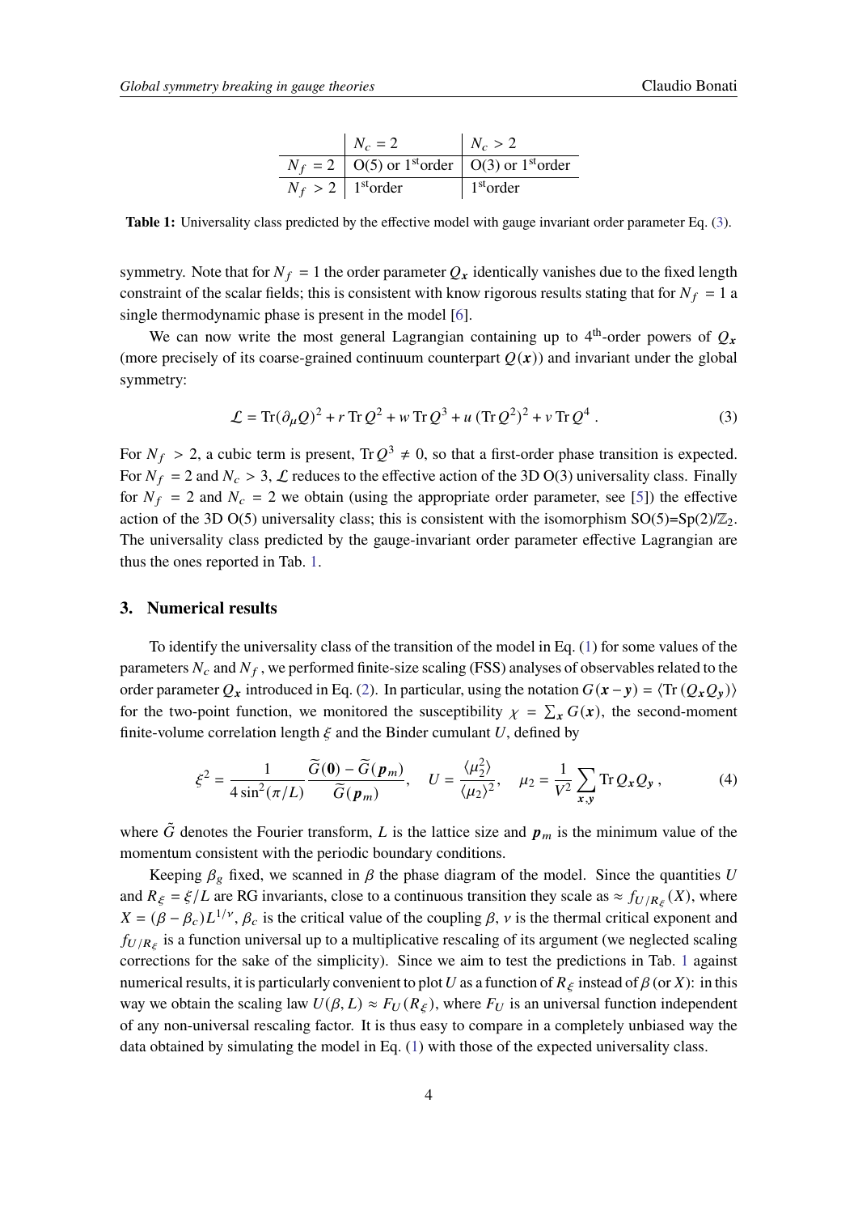| | $N_c = 2$ | $N_c > 2$ |
|---|---|---|
| $N_f = 2$ | O(5) or 1st order | O(3) or 1st order |
| $N_f > 2$ | 1st order | 1st order |

**Table 1:** Universality class predicted by the effective model with gauge invariant order parameter Eq. (3).

symmetry. Note that for $N_f = 1$ the order parameter $Q_{\boldsymbol{x}}$ identically vanishes due to the fixed length constraint of the scalar fields; this is consistent with know rigorous results stating that for $N_f = 1$ a single thermodynamic phase is present in the model [6].

We can now write the most general Lagrangian containing up to 4th-order powers of $Q_{\boldsymbol{x}}$ (more precisely of its coarse-grained continuum counterpart $Q(\boldsymbol{x})$) and invariant under the global symmetry:

$$\mathcal{L} = \mathrm{Tr}(\partial_\mu Q)^2 + r\,\mathrm{Tr}\,Q^2 + w\,\mathrm{Tr}\,Q^3 + u\,(\mathrm{Tr}\,Q^2)^2 + v\,\mathrm{Tr}\,Q^4\,. \tag{3}$$

For $N_f > 2$, a cubic term is present, $\mathrm{Tr}\,Q^3 \neq 0$, so that a first-order phase transition is expected. For $N_f = 2$ and $N_c > 3$, $\mathcal{L}$ reduces to the effective action of the 3D O(3) universality class. Finally for $N_f = 2$ and $N_c = 2$ we obtain (using the appropriate order parameter, see [5]) the effective action of the 3D O(5) universality class; this is consistent with the isomorphism SO(5)=Sp(2)/$\mathbb{Z}_2$. The universality class predicted by the gauge-invariant order parameter effective Lagrangian are thus the ones reported in Tab. 1.

## 3. Numerical results

To identify the universality class of the transition of the model in Eq. (1) for some values of the parameters $N_c$ and $N_f$, we performed finite-size scaling (FSS) analyses of observables related to the order parameter $Q_{\boldsymbol{x}}$ introduced in Eq. (2). In particular, using the notation $G(\boldsymbol{x}-\boldsymbol{y}) = \langle \mathrm{Tr}\,(Q_{\boldsymbol{x}} Q_{\boldsymbol{y}})\rangle$ for the two-point function, we monitored the susceptibility $\chi = \sum_{\boldsymbol{x}} G(\boldsymbol{x})$, the second-moment finite-volume correlation length $\xi$ and the Binder cumulant $U$, defined by

$$\xi^2 = \frac{1}{4\sin^2(\pi/L)}\frac{\widetilde{G}(\boldsymbol{0}) - \widetilde{G}(\boldsymbol{p}_m)}{\widetilde{G}(\boldsymbol{p}_m)}, \quad U = \frac{\langle \mu_2^2\rangle}{\langle \mu_2\rangle^2}, \quad \mu_2 = \frac{1}{V^2}\sum_{\boldsymbol{x},\boldsymbol{y}} \mathrm{Tr}\,Q_{\boldsymbol{x}} Q_{\boldsymbol{y}}\,, \tag{4}$$

where $\tilde{G}$ denotes the Fourier transform, $L$ is the lattice size and $\boldsymbol{p}_m$ is the minimum value of the momentum consistent with the periodic boundary conditions.

Keeping $\beta_g$ fixed, we scanned in $\beta$ the phase diagram of the model. Since the quantities $U$ and $R_\xi = \xi/L$ are RG invariants, close to a continuous transition they scale as $\approx f_{U/R_\xi}(X)$, where $X = (\beta - \beta_c)L^{1/\nu}$, $\beta_c$ is the critical value of the coupling $\beta$, $\nu$ is the thermal critical exponent and $f_{U/R_\xi}$ is a function universal up to a multiplicative rescaling of its argument (we neglected scaling corrections for the sake of the simplicity). Since we aim to test the predictions in Tab. 1 against numerical results, it is particularly convenient to plot $U$ as a function of $R_\xi$ instead of $\beta$ (or $X$): in this way we obtain the scaling law $U(\beta, L) \approx F_U(R_\xi)$, where $F_U$ is an universal function independent of any non-universal rescaling factor. It is thus easy to compare in a completely unbiased way the data obtained by simulating the model in Eq. (1) with those of the expected universality class.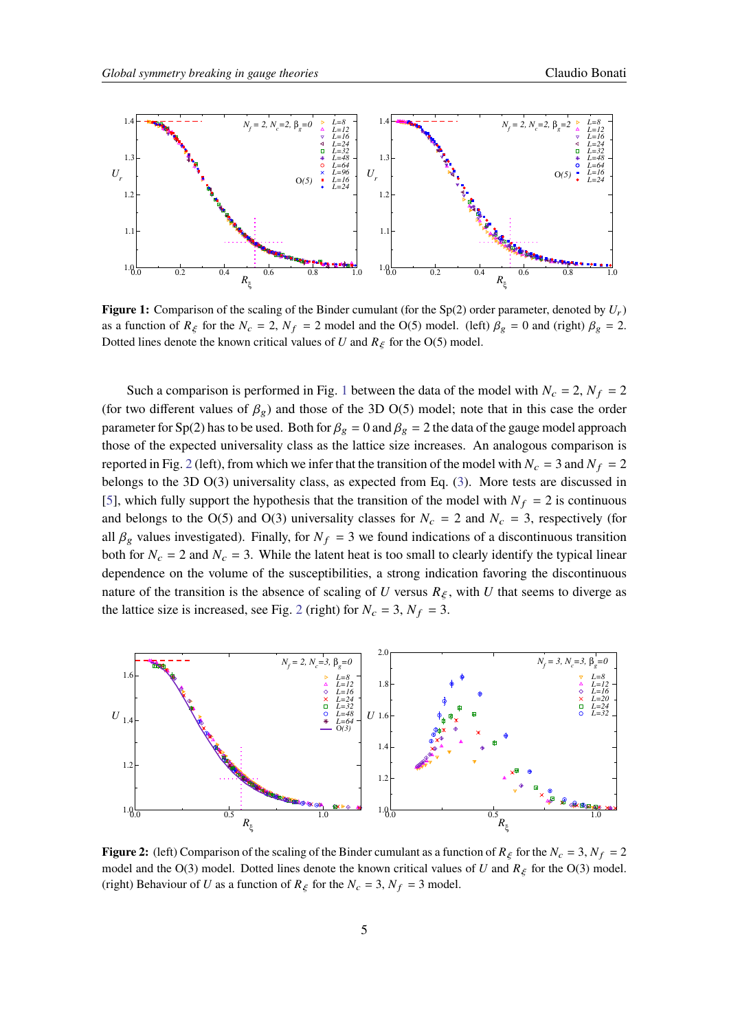**Figure 1:** Comparison of the scaling of the Binder cumulant (for the Sp(2) order parameter, denoted by $U_r$) as a function of $R_\xi$ for the $N_c = 2$, $N_f = 2$ model and the O(5) model. (left) $\beta_g = 0$ and (right) $\beta_g = 2$. Dotted lines denote the known critical values of $U$ and $R_\xi$ for the O(5) model.

Such a comparison is performed in Fig. 1 between the data of the model with $N_c = 2$, $N_f = 2$ (for two different values of $\beta_g$) and those of the 3D O(5) model; note that in this case the order parameter for Sp(2) has to be used. Both for $\beta_g = 0$ and $\beta_g = 2$ the data of the gauge model approach those of the expected universality class as the lattice size increases. An analogous comparison is reported in Fig. 2 (left), from which we infer that the transition of the model with $N_c = 3$ and $N_f = 2$ belongs to the 3D O(3) universality class, as expected from Eq. (3). More tests are discussed in [5], which fully support the hypothesis that the transition of the model with $N_f = 2$ is continuous and belongs to the O(5) and O(3) universality classes for $N_c = 2$ and $N_c = 3$, respectively (for all $\beta_g$ values investigated). Finally, for $N_f = 3$ we found indications of a discontinuous transition both for $N_c = 2$ and $N_c = 3$. While the latent heat is too small to clearly identify the typical linear dependence on the volume of the susceptibilities, a strong indication favoring the discontinuous nature of the transition is the absence of scaling of $U$ versus $R_\xi$, with $U$ that seems to diverge as the lattice size is increased, see Fig. 2 (right) for $N_c = 3$, $N_f = 3$.

**Figure 2:** (left) Comparison of the scaling of the Binder cumulant as a function of $R_\xi$ for the $N_c = 3$, $N_f = 2$ model and the O(3) model. Dotted lines denote the known critical values of $U$ and $R_\xi$ for the O(3) model. (right) Behaviour of $U$ as a function of $R_\xi$ for the $N_c = 3$, $N_f = 3$ model.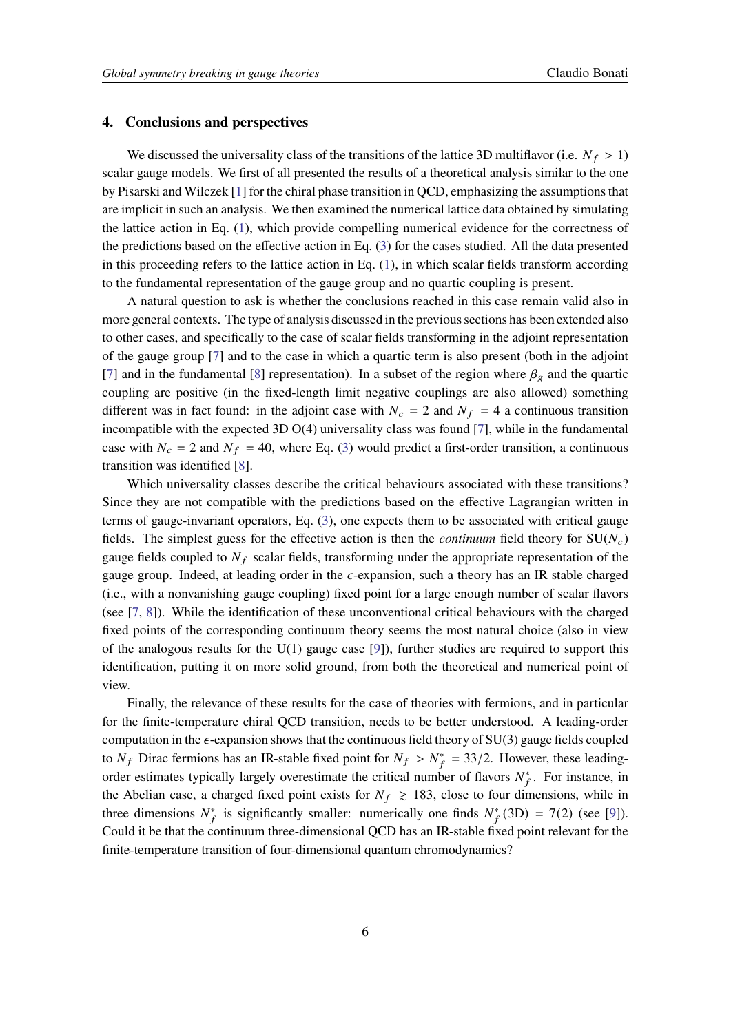## 4. Conclusions and perspectives

We discussed the universality class of the transitions of the lattice 3D multiflavor (i.e. $N_f > 1$) scalar gauge models. We first of all presented the results of a theoretical analysis similar to the one by Pisarski and Wilczek [1] for the chiral phase transition in QCD, emphasizing the assumptions that are implicit in such an analysis. We then examined the numerical lattice data obtained by simulating the lattice action in Eq. (1), which provide compelling numerical evidence for the correctness of the predictions based on the effective action in Eq. (3) for the cases studied. All the data presented in this proceeding refers to the lattice action in Eq. (1), in which scalar fields transform according to the fundamental representation of the gauge group and no quartic coupling is present.

A natural question to ask is whether the conclusions reached in this case remain valid also in more general contexts. The type of analysis discussed in the previous sections has been extended also to other cases, and specifically to the case of scalar fields transforming in the adjoint representation of the gauge group [7] and to the case in which a quartic term is also present (both in the adjoint [7] and in the fundamental [8] representation). In a subset of the region where $\beta_g$ and the quartic coupling are positive (in the fixed-length limit negative couplings are also allowed) something different was in fact found: in the adjoint case with $N_c = 2$ and $N_f = 4$ a continuous transition incompatible with the expected 3D O(4) universality class was found [7], while in the fundamental case with $N_c = 2$ and $N_f = 40$, where Eq. (3) would predict a first-order transition, a continuous transition was identified [8].

Which universality classes describe the critical behaviours associated with these transitions? Since they are not compatible with the predictions based on the effective Lagrangian written in terms of gauge-invariant operators, Eq. (3), one expects them to be associated with critical gauge fields. The simplest guess for the effective action is then the *continuum* field theory for $\mathrm{SU}(N_c)$ gauge fields coupled to $N_f$ scalar fields, transforming under the appropriate representation of the gauge group. Indeed, at leading order in the $\epsilon$-expansion, such a theory has an IR stable charged (i.e., with a nonvanishing gauge coupling) fixed point for a large enough number of scalar flavors (see [7, 8]). While the identification of these unconventional critical behaviours with the charged fixed points of the corresponding continuum theory seems the most natural choice (also in view of the analogous results for the U(1) gauge case [9]), further studies are required to support this identification, putting it on more solid ground, from both the theoretical and numerical point of view.

Finally, the relevance of these results for the case of theories with fermions, and in particular for the finite-temperature chiral QCD transition, needs to be better understood. A leading-order computation in the $\epsilon$-expansion shows that the continuous field theory of SU(3) gauge fields coupled to $N_f$ Dirac fermions has an IR-stable fixed point for $N_f > N_f^* = 33/2$. However, these leading-order estimates typically largely overestimate the critical number of flavors $N_f^*$. For instance, in the Abelian case, a charged fixed point exists for $N_f \gtrsim 183$, close to four dimensions, while in three dimensions $N_f^*$ is significantly smaller: numerically one finds $N_f^*(\mathrm{3D}) = 7(2)$ (see [9]). Could it be that the continuum three-dimensional QCD has an IR-stable fixed point relevant for the finite-temperature transition of four-dimensional quantum chromodynamics?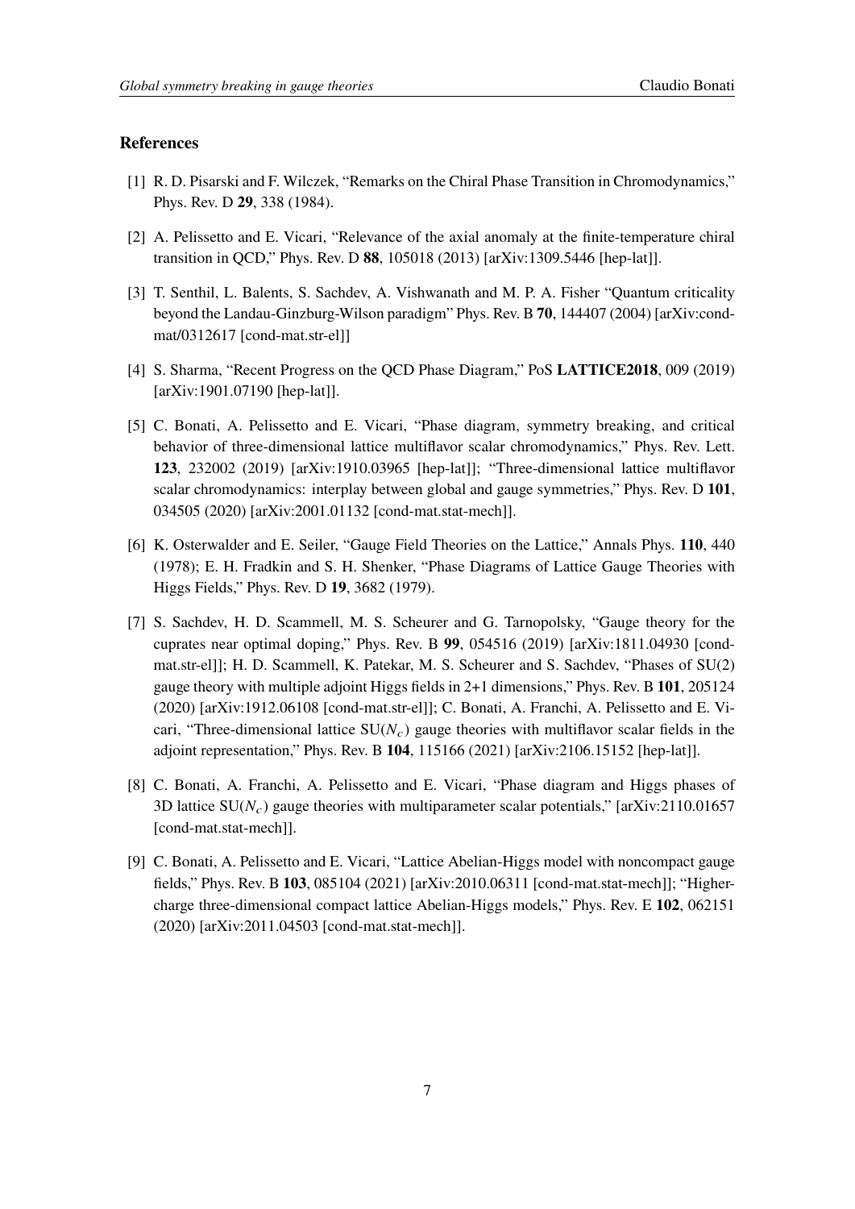### References

[1] R. D. Pisarski and F. Wilczek, "Remarks on the Chiral Phase Transition in Chromodynamics," Phys. Rev. D **29**, 338 (1984).

[2] A. Pelissetto and E. Vicari, "Relevance of the axial anomaly at the finite-temperature chiral transition in QCD," Phys. Rev. D **88**, 105018 (2013) [arXiv:1309.5446 [hep-lat]].

[3] T. Senthil, L. Balents, S. Sachdev, A. Vishwanath and M. P. A. Fisher "Quantum criticality beyond the Landau-Ginzburg-Wilson paradigm" Phys. Rev. B **70**, 144407 (2004) [arXiv:cond-mat/0312617 [cond-mat.str-el]]

[4] S. Sharma, "Recent Progress on the QCD Phase Diagram," PoS **LATTICE2018**, 009 (2019) [arXiv:1901.07190 [hep-lat]].

[5] C. Bonati, A. Pelissetto and E. Vicari, "Phase diagram, symmetry breaking, and critical behavior of three-dimensional lattice multiflavor scalar chromodynamics," Phys. Rev. Lett. **123**, 232002 (2019) [arXiv:1910.03965 [hep-lat]]; "Three-dimensional lattice multiflavor scalar chromodynamics: interplay between global and gauge symmetries," Phys. Rev. D **101**, 034505 (2020) [arXiv:2001.01132 [cond-mat.stat-mech]].

[6] K. Osterwalder and E. Seiler, "Gauge Field Theories on the Lattice," Annals Phys. **110**, 440 (1978); E. H. Fradkin and S. H. Shenker, "Phase Diagrams of Lattice Gauge Theories with Higgs Fields," Phys. Rev. D **19**, 3682 (1979).

[7] S. Sachdev, H. D. Scammell, M. S. Scheurer and G. Tarnopolsky, "Gauge theory for the cuprates near optimal doping," Phys. Rev. B **99**, 054516 (2019) [arXiv:1811.04930 [cond-mat.str-el]]; H. D. Scammell, K. Patekar, M. S. Scheurer and S. Sachdev, "Phases of SU(2) gauge theory with multiple adjoint Higgs fields in 2+1 dimensions," Phys. Rev. B **101**, 205124 (2020) [arXiv:1912.06108 [cond-mat.str-el]]; C. Bonati, A. Franchi, A. Pelissetto and E. Vicari, "Three-dimensional lattice SU($N_c$) gauge theories with multiflavor scalar fields in the adjoint representation," Phys. Rev. B **104**, 115166 (2021) [arXiv:2106.15152 [hep-lat]].

[8] C. Bonati, A. Franchi, A. Pelissetto and E. Vicari, "Phase diagram and Higgs phases of 3D lattice SU($N_c$) gauge theories with multiparameter scalar potentials," [arXiv:2110.01657 [cond-mat.stat-mech]].

[9] C. Bonati, A. Pelissetto and E. Vicari, "Lattice Abelian-Higgs model with noncompact gauge fields," Phys. Rev. B **103**, 085104 (2021) [arXiv:2010.06311 [cond-mat.stat-mech]]; "Higher-charge three-dimensional compact lattice Abelian-Higgs models," Phys. Rev. E **102**, 062151 (2020) [arXiv:2011.04503 [cond-mat.stat-mech]].